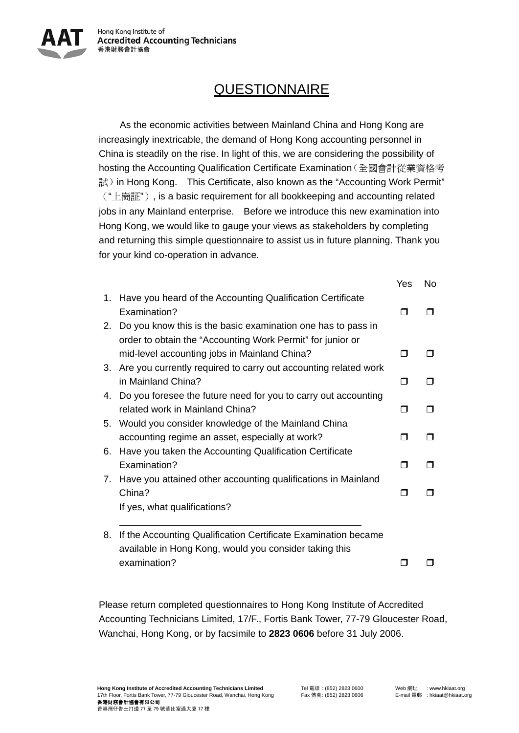Hong Kong Institute of
Accredited Accounting Technicians
香港財務會計協會

# QUESTIONNAIRE

As the economic activities between Mainland China and Hong Kong are increasingly inextricable, the demand of Hong Kong accounting personnel in China is steadily on the rise. In light of this, we are considering the possibility of hosting the Accounting Qualification Certificate Examination（全國會計從業資格考試）in Hong Kong. This Certificate, also known as the "Accounting Work Permit" （"上崗証"）, is a basic requirement for all bookkeeping and accounting related jobs in any Mainland enterprise. Before we introduce this new examination into Hong Kong, we would like to gauge your views as stakeholders by completing and returning this simple questionnaire to assist us in future planning. Thank you for your kind co-operation in advance.

| | | Yes | No |
|---|---|---|---|
| 1. | Have you heard of the Accounting Qualification Certificate Examination? | ❐ | ❐ |
| 2. | Do you know this is the basic examination one has to pass in order to obtain the "Accounting Work Permit" for junior or mid-level accounting jobs in Mainland China? | ❐ | ❐ |
| 3. | Are you currently required to carry out accounting related work in Mainland China? | ❐ | ❐ |
| 4. | Do you foresee the future need for you to carry out accounting related work in Mainland China? | ❐ | ❐ |
| 5. | Would you consider knowledge of the Mainland China accounting regime an asset, especially at work? | ❐ | ❐ |
| 6. | Have you taken the Accounting Qualification Certificate Examination? | ❐ | ❐ |
| 7. | Have you attained other accounting qualifications in Mainland China? If yes, what qualifications? ______________________________ | ❐ | ❐ |
| 8. | If the Accounting Qualification Certificate Examination became available in Hong Kong, would you consider taking this examination? | ❐ | ❐ |

Please return completed questionnaires to Hong Kong Institute of Accredited Accounting Technicians Limited, 17/F., Fortis Bank Tower, 77-79 Gloucester Road, Wanchai, Hong Kong, or by facsimile to **2823 0606** before 31 July 2006.

**Hong Kong Institute of Accredited Accounting Technicians Limited**
17th Floor, Fortis Bank Tower, 77-79 Gloucester Road, Wanchai, Hong Kong
**香港財務會計協會有限公司**
香港灣仔告士打道 77 至 79 號華比富通大廈 17 樓

Tel 電話 : (852) 2823 0600
Fax 傳真: (852) 2823 0606

Web 網址 : www.hkiaat.org
E-mail 電郵 : hkiaat@hkiaat.org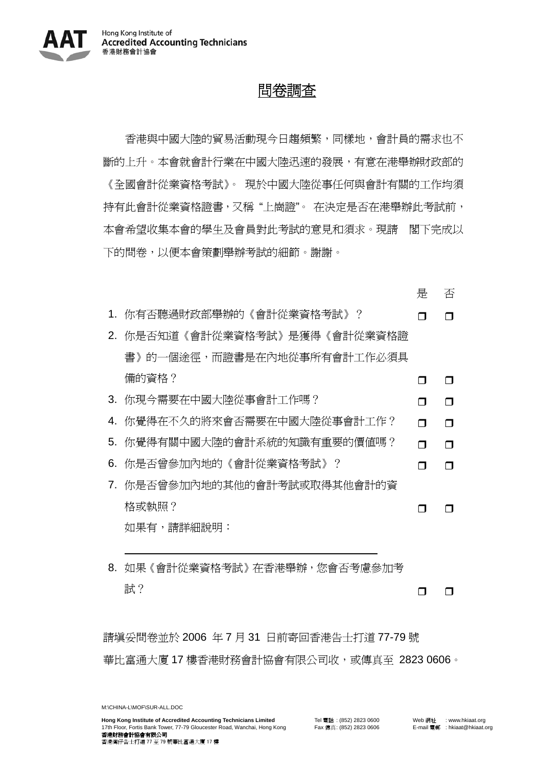Hong Kong Institute of
Accredited Accounting Technicians
香港財務會計協會

# 問卷調查

香港與中國大陸的貿易活動現今日趨頻繁，同樣地，會計員的需求也不斷的上升。本會就會計行業在中國大陸迅速的發展，有意在港舉辦財政部的《全國會計從業資格考試》。 現於中國大陸從事任何與會計有關的工作均須持有此會計從業資格證書，又稱 "上崗證"。 在決定是否在港舉辦此考試前，本會希望收集本會的學生及會員對此考試的意見和須求。現請　閣下完成以下的問卷，以便本會策劃舉辦考試的細節。謝謝。

| | 是 | 否 |
|---|---|---|
| 1. 你有否聽過財政部舉辦的《會計從業資格考試》？ | ❒ | ❒ |
| 2. 你是否知道《會計從業資格考試》是獲得《會計從業資格證書》的一個途徑，而證書是在內地從事所有會計工作必須具備的資格？ | ❒ | ❒ |
| 3. 你現今需要在中國大陸從事會計工作嗎？ | ❒ | ❒ |
| 4. 你覺得在不久的將來會否需要在中國大陸從事會計工作？ | ❒ | ❒ |
| 5. 你覺得有關中國大陸的會計系統的知識有重要的價值嗎？ | ❒ | ❒ |
| 6. 你是否曾參加內地的《會計從業資格考試》？ | ❒ | ❒ |
| 7. 你是否曾參加內地的其他的會計考試或取得其他會計的資格或執照？<br>如果有，請詳細說明：<br>\_\_\_\_\_\_\_\_\_\_\_\_\_\_\_\_\_\_\_\_\_\_\_\_\_\_\_\_\_\_\_\_ | ❒ | ❒ |
| 8. 如果《會計從業資格考試》在香港舉辦，您會否考慮參加考試？ | ❒ | ❒ |

請填妥問卷並於 2006 年 7 月 31 日前寄回香港告士打道 77-79 號華比富通大廈 17 樓香港財務會計協會有限公司收，或傳真至 2823 0606。

M:\CHINA-L\MOF\SUR-ALL.DOC

**Hong Kong Institute of Accredited Accounting Technicians Limited**
17th Floor, Fortis Bank Tower, 77-79 Gloucester Road, Wanchai, Hong Kong
**香港財務會計協會有限公司**
香港灣仔告士打道 77 至 79 號華比富通大廈 17 樓

Tel 電話 : (852) 2823 0600
Fax 傳真: (852) 2823 0606

Web 網址 : www.hkiaat.org
E-mail 電郵 : hkiaat@hkiaat.org